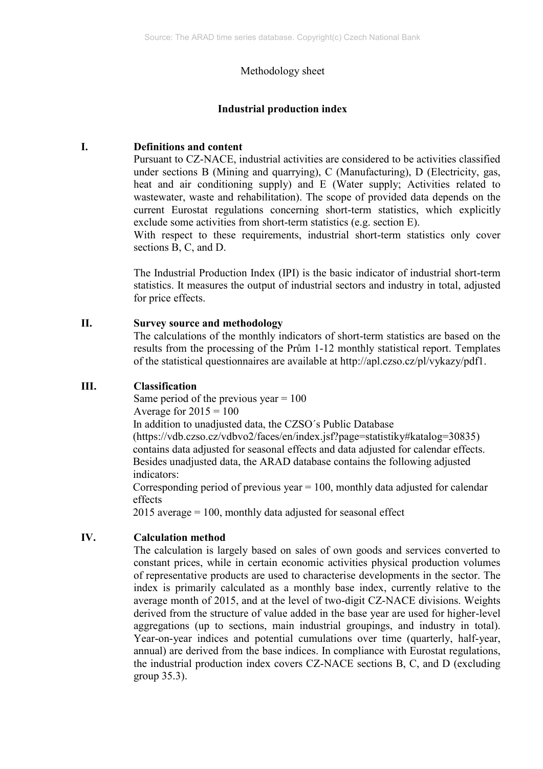Methodology sheet

# Industrial production index

## I. Definitions and content

Pursuant to CZ-NACE, industrial activities are considered to be activities classified under sections B (Mining and quarrying), C (Manufacturing), D (Electricity, gas, heat and air conditioning supply) and E (Water supply; Activities related to wastewater, waste and rehabilitation). The scope of provided data depends on the current Eurostat regulations concerning short-term statistics, which explicitly exclude some activities from short-term statistics (e.g. section E).
With respect to these requirements, industrial short-term statistics only cover sections B, C, and D.

The Industrial Production Index (IPI) is the basic indicator of industrial short-term statistics. It measures the output of industrial sectors and industry in total, adjusted for price effects.

## II. Survey source and methodology

The calculations of the monthly indicators of short-term statistics are based on the results from the processing of the Prům 1-12 monthly statistical report. Templates of the statistical questionnaires are available at http://apl.czso.cz/pl/vykazy/pdf1.

## III. Classification

Same period of the previous year = 100
Average for 2015 = 100
In addition to unadjusted data, the CZSO´s Public Database (https://vdb.czso.cz/vdbvo2/faces/en/index.jsf?page=statistiky#katalog=30835) contains data adjusted for seasonal effects and data adjusted for calendar effects.
Besides unadjusted data, the ARAD database contains the following adjusted indicators:
Corresponding period of previous year = 100, monthly data adjusted for calendar effects
2015 average = 100, monthly data adjusted for seasonal effect

## IV. Calculation method

The calculation is largely based on sales of own goods and services converted to constant prices, while in certain economic activities physical production volumes of representative products are used to characterise developments in the sector. The index is primarily calculated as a monthly base index, currently relative to the average month of 2015, and at the level of two-digit CZ-NACE divisions. Weights derived from the structure of value added in the base year are used for higher-level aggregations (up to sections, main industrial groupings, and industry in total). Year-on-year indices and potential cumulations over time (quarterly, half-year, annual) are derived from the base indices. In compliance with Eurostat regulations, the industrial production index covers CZ-NACE sections B, C, and D (excluding group 35.3).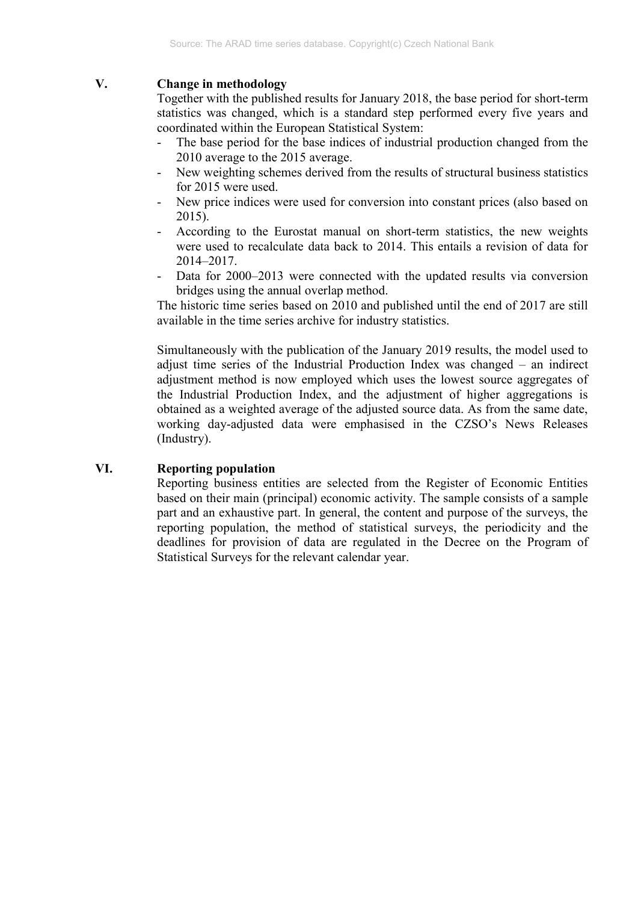## V. Change in methodology

Together with the published results for January 2018, the base period for short-term statistics was changed, which is a standard step performed every five years and coordinated within the European Statistical System:

- The base period for the base indices of industrial production changed from the 2010 average to the 2015 average.
- New weighting schemes derived from the results of structural business statistics for 2015 were used.
- New price indices were used for conversion into constant prices (also based on 2015).
- According to the Eurostat manual on short-term statistics, the new weights were used to recalculate data back to 2014. This entails a revision of data for 2014–2017.
- Data for 2000–2013 were connected with the updated results via conversion bridges using the annual overlap method.

The historic time series based on 2010 and published until the end of 2017 are still available in the time series archive for industry statistics.

Simultaneously with the publication of the January 2019 results, the model used to adjust time series of the Industrial Production Index was changed – an indirect adjustment method is now employed which uses the lowest source aggregates of the Industrial Production Index, and the adjustment of higher aggregations is obtained as a weighted average of the adjusted source data. As from the same date, working day-adjusted data were emphasised in the CZSO's News Releases (Industry).

## VI. Reporting population

Reporting business entities are selected from the Register of Economic Entities based on their main (principal) economic activity. The sample consists of a sample part and an exhaustive part. In general, the content and purpose of the surveys, the reporting population, the method of statistical surveys, the periodicity and the deadlines for provision of data are regulated in the Decree on the Program of Statistical Surveys for the relevant calendar year.